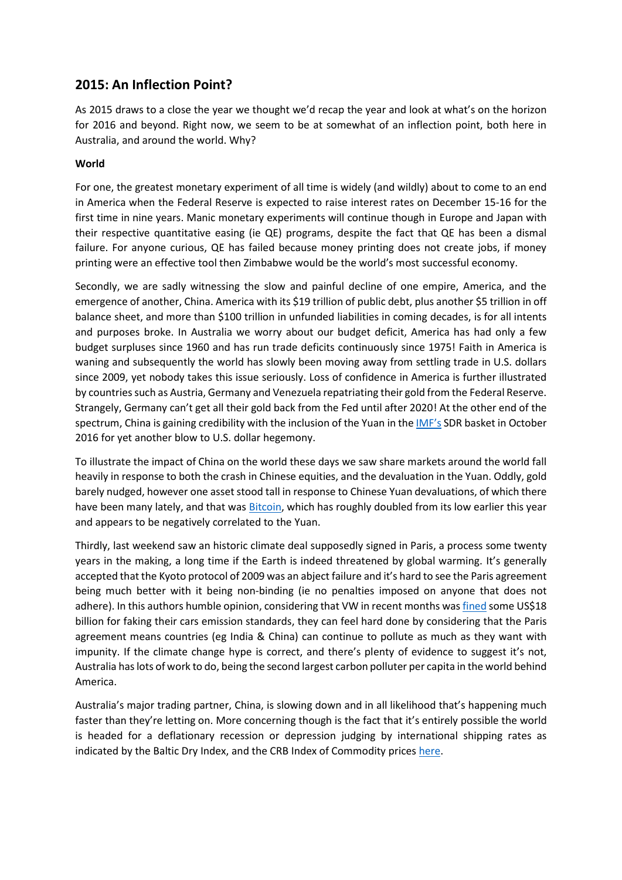## 2015: An Inflection Point?

As 2015 draws to a close the year we thought we'd recap the year and look at what's on the horizon for 2016 and beyond. Right now, we seem to be at somewhat of an inflection point, both here in Australia, and around the world. Why?

**World**

For one, the greatest monetary experiment of all time is widely (and wildly) about to come to an end in America when the Federal Reserve is expected to raise interest rates on December 15-16 for the first time in nine years. Manic monetary experiments will continue though in Europe and Japan with their respective quantitative easing (ie QE) programs, despite the fact that QE has been a dismal failure. For anyone curious, QE has failed because money printing does not create jobs, if money printing were an effective tool then Zimbabwe would be the world's most successful economy.

Secondly, we are sadly witnessing the slow and painful decline of one empire, America, and the emergence of another, China. America with its $19 trillion of public debt, plus another $5 trillion in off balance sheet, and more than $100 trillion in unfunded liabilities in coming decades, is for all intents and purposes broke. In Australia we worry about our budget deficit, America has had only a few budget surpluses since 1960 and has run trade deficits continuously since 1975! Faith in America is waning and subsequently the world has slowly been moving away from settling trade in U.S. dollars since 2009, yet nobody takes this issue seriously. Loss of confidence in America is further illustrated by countries such as Austria, Germany and Venezuela repatriating their gold from the Federal Reserve. Strangely, Germany can't get all their gold back from the Fed until after 2020! At the other end of the spectrum, China is gaining credibility with the inclusion of the Yuan in the IMF's SDR basket in October 2016 for yet another blow to U.S. dollar hegemony.

To illustrate the impact of China on the world these days we saw share markets around the world fall heavily in response to both the crash in Chinese equities, and the devaluation in the Yuan. Oddly, gold barely nudged, however one asset stood tall in response to Chinese Yuan devaluations, of which there have been many lately, and that was Bitcoin, which has roughly doubled from its low earlier this year and appears to be negatively correlated to the Yuan.

Thirdly, last weekend saw an historic climate deal supposedly signed in Paris, a process some twenty years in the making, a long time if the Earth is indeed threatened by global warming. It's generally accepted that the Kyoto protocol of 2009 was an abject failure and it's hard to see the Paris agreement being much better with it being non-binding (ie no penalties imposed on anyone that does not adhere). In this authors humble opinion, considering that VW in recent months was fined some US$18 billion for faking their cars emission standards, they can feel hard done by considering that the Paris agreement means countries (eg India & China) can continue to pollute as much as they want with impunity. If the climate change hype is correct, and there's plenty of evidence to suggest it's not, Australia has lots of work to do, being the second largest carbon polluter per capita in the world behind America.

Australia's major trading partner, China, is slowing down and in all likelihood that's happening much faster than they're letting on. More concerning though is the fact that it's entirely possible the world is headed for a deflationary recession or depression judging by international shipping rates as indicated by the Baltic Dry Index, and the CRB Index of Commodity prices here.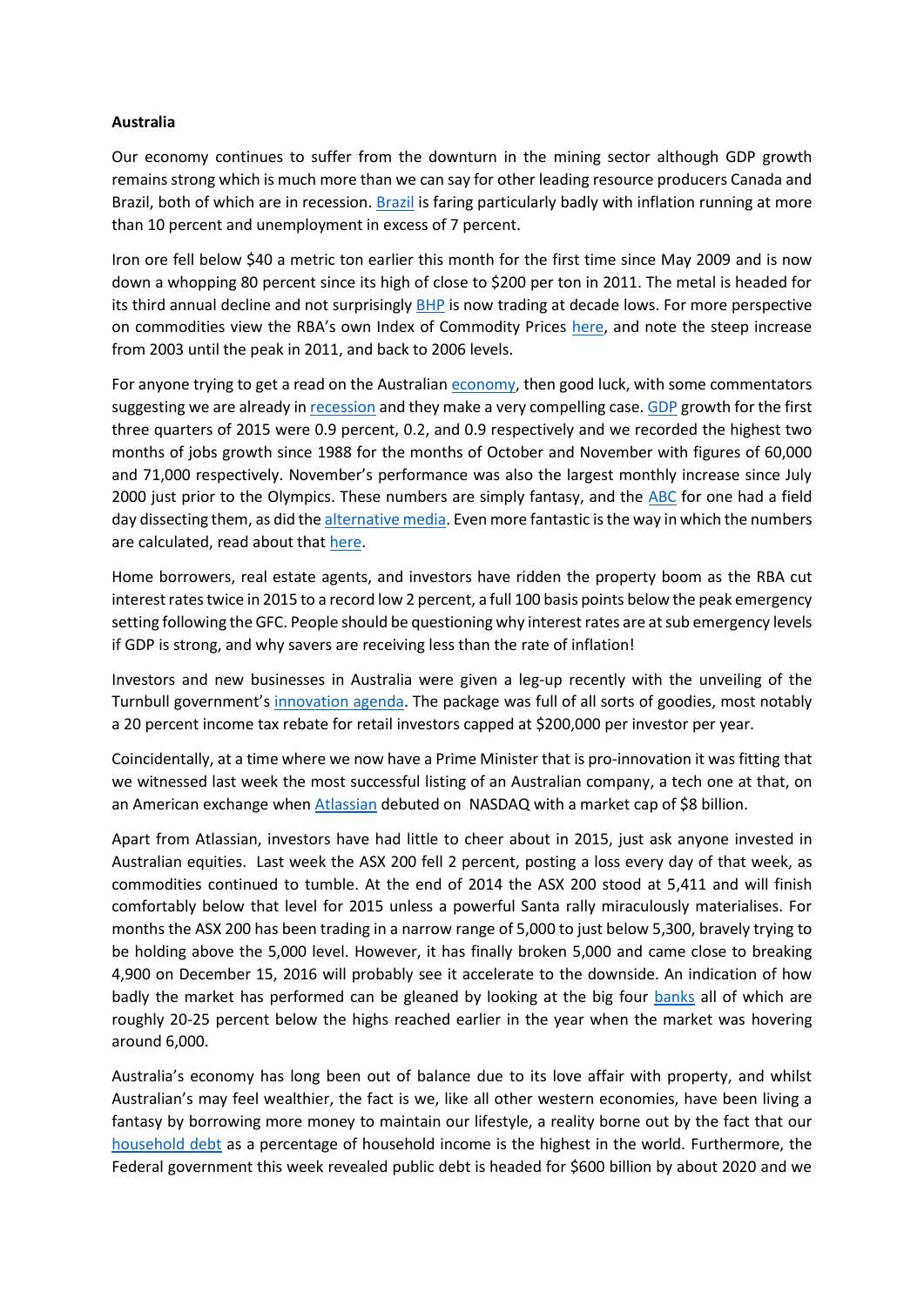**Australia**

Our economy continues to suffer from the downturn in the mining sector although GDP growth remains strong which is much more than we can say for other leading resource producers Canada and Brazil, both of which are in recession. Brazil is faring particularly badly with inflation running at more than 10 percent and unemployment in excess of 7 percent.

Iron ore fell below $40 a metric ton earlier this month for the first time since May 2009 and is now down a whopping 80 percent since its high of close to $200 per ton in 2011. The metal is headed for its third annual decline and not surprisingly BHP is now trading at decade lows. For more perspective on commodities view the RBA's own Index of Commodity Prices here, and note the steep increase from 2003 until the peak in 2011, and back to 2006 levels.

For anyone trying to get a read on the Australian economy, then good luck, with some commentators suggesting we are already in recession and they make a very compelling case. GDP growth for the first three quarters of 2015 were 0.9 percent, 0.2, and 0.9 respectively and we recorded the highest two months of jobs growth since 1988 for the months of October and November with figures of 60,000 and 71,000 respectively. November's performance was also the largest monthly increase since July 2000 just prior to the Olympics. These numbers are simply fantasy, and the ABC for one had a field day dissecting them, as did the alternative media. Even more fantastic is the way in which the numbers are calculated, read about that here.

Home borrowers, real estate agents, and investors have ridden the property boom as the RBA cut interest rates twice in 2015 to a record low 2 percent, a full 100 basis points below the peak emergency setting following the GFC. People should be questioning why interest rates are at sub emergency levels if GDP is strong, and why savers are receiving less than the rate of inflation!

Investors and new businesses in Australia were given a leg-up recently with the unveiling of the Turnbull government's innovation agenda. The package was full of all sorts of goodies, most notably a 20 percent income tax rebate for retail investors capped at $200,000 per investor per year.

Coincidentally, at a time where we now have a Prime Minister that is pro-innovation it was fitting that we witnessed last week the most successful listing of an Australian company, a tech one at that, on an American exchange when Atlassian debuted on NASDAQ with a market cap of $8 billion.

Apart from Atlassian, investors have had little to cheer about in 2015, just ask anyone invested in Australian equities. Last week the ASX 200 fell 2 percent, posting a loss every day of that week, as commodities continued to tumble. At the end of 2014 the ASX 200 stood at 5,411 and will finish comfortably below that level for 2015 unless a powerful Santa rally miraculously materialises. For months the ASX 200 has been trading in a narrow range of 5,000 to just below 5,300, bravely trying to be holding above the 5,000 level. However, it has finally broken 5,000 and came close to breaking 4,900 on December 15, 2016 will probably see it accelerate to the downside. An indication of how badly the market has performed can be gleaned by looking at the big four banks all of which are roughly 20-25 percent below the highs reached earlier in the year when the market was hovering around 6,000.

Australia's economy has long been out of balance due to its love affair with property, and whilst Australian's may feel wealthier, the fact is we, like all other western economies, have been living a fantasy by borrowing more money to maintain our lifestyle, a reality borne out by the fact that our household debt as a percentage of household income is the highest in the world. Furthermore, the Federal government this week revealed public debt is headed for $600 billion by about 2020 and we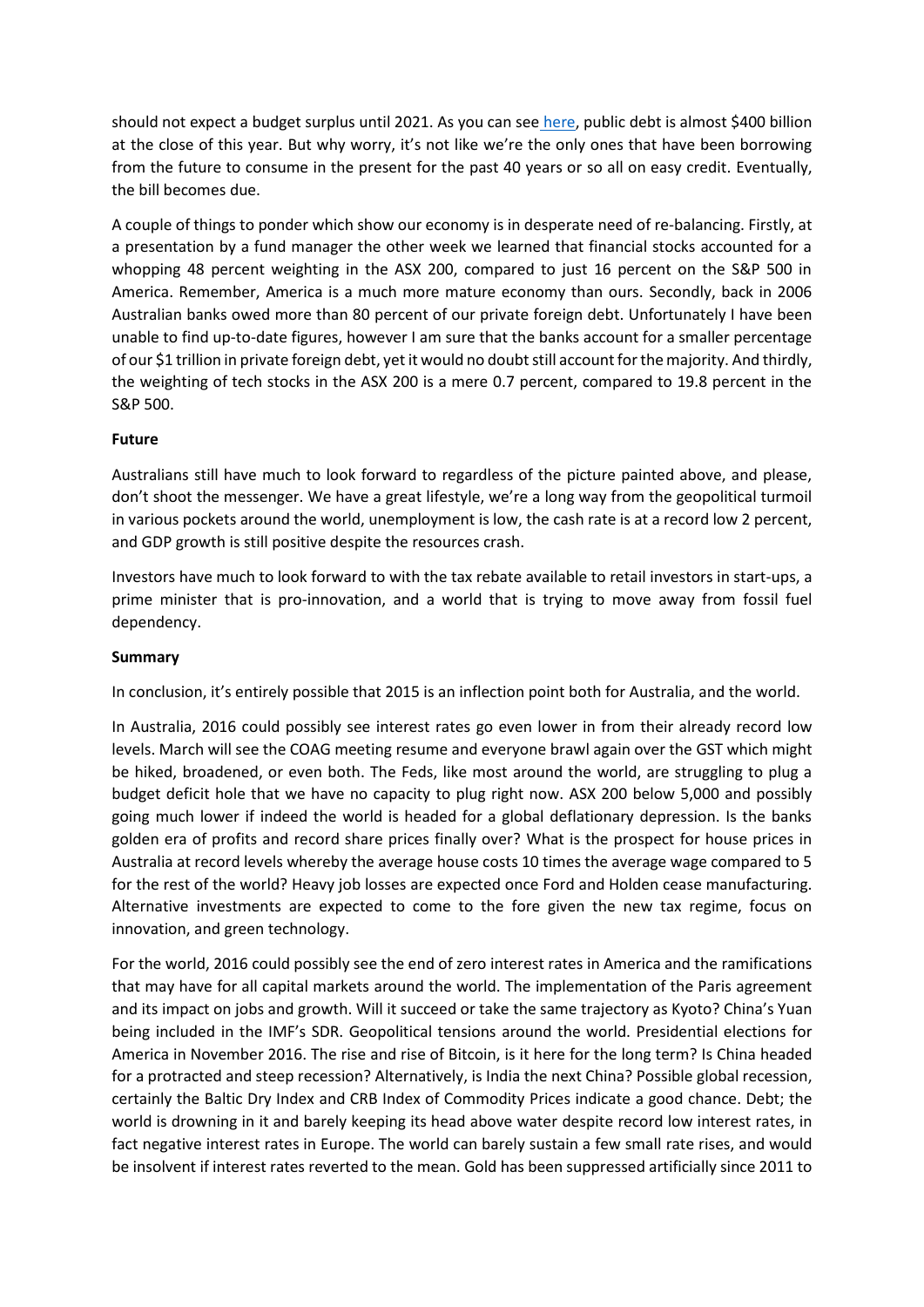should not expect a budget surplus until 2021. As you can see [here](), public debt is almost $400 billion at the close of this year. But why worry, it's not like we're the only ones that have been borrowing from the future to consume in the present for the past 40 years or so all on easy credit. Eventually, the bill becomes due.

A couple of things to ponder which show our economy is in desperate need of re-balancing. Firstly, at a presentation by a fund manager the other week we learned that financial stocks accounted for a whopping 48 percent weighting in the ASX 200, compared to just 16 percent on the S&P 500 in America. Remember, America is a much more mature economy than ours. Secondly, back in 2006 Australian banks owed more than 80 percent of our private foreign debt. Unfortunately I have been unable to find up-to-date figures, however I am sure that the banks account for a smaller percentage of our $1 trillion in private foreign debt, yet it would no doubt still account for the majority. And thirdly, the weighting of tech stocks in the ASX 200 is a mere 0.7 percent, compared to 19.8 percent in the S&P 500.

**Future**

Australians still have much to look forward to regardless of the picture painted above, and please, don't shoot the messenger. We have a great lifestyle, we're a long way from the geopolitical turmoil in various pockets around the world, unemployment is low, the cash rate is at a record low 2 percent, and GDP growth is still positive despite the resources crash.

Investors have much to look forward to with the tax rebate available to retail investors in start-ups, a prime minister that is pro-innovation, and a world that is trying to move away from fossil fuel dependency.

**Summary**

In conclusion, it's entirely possible that 2015 is an inflection point both for Australia, and the world.

In Australia, 2016 could possibly see interest rates go even lower in from their already record low levels. March will see the COAG meeting resume and everyone brawl again over the GST which might be hiked, broadened, or even both. The Feds, like most around the world, are struggling to plug a budget deficit hole that we have no capacity to plug right now. ASX 200 below 5,000 and possibly going much lower if indeed the world is headed for a global deflationary depression. Is the banks golden era of profits and record share prices finally over? What is the prospect for house prices in Australia at record levels whereby the average house costs 10 times the average wage compared to 5 for the rest of the world? Heavy job losses are expected once Ford and Holden cease manufacturing. Alternative investments are expected to come to the fore given the new tax regime, focus on innovation, and green technology.

For the world, 2016 could possibly see the end of zero interest rates in America and the ramifications that may have for all capital markets around the world. The implementation of the Paris agreement and its impact on jobs and growth. Will it succeed or take the same trajectory as Kyoto? China's Yuan being included in the IMF's SDR. Geopolitical tensions around the world. Presidential elections for America in November 2016. The rise and rise of Bitcoin, is it here for the long term? Is China headed for a protracted and steep recession? Alternatively, is India the next China? Possible global recession, certainly the Baltic Dry Index and CRB Index of Commodity Prices indicate a good chance. Debt; the world is drowning in it and barely keeping its head above water despite record low interest rates, in fact negative interest rates in Europe. The world can barely sustain a few small rate rises, and would be insolvent if interest rates reverted to the mean. Gold has been suppressed artificially since 2011 to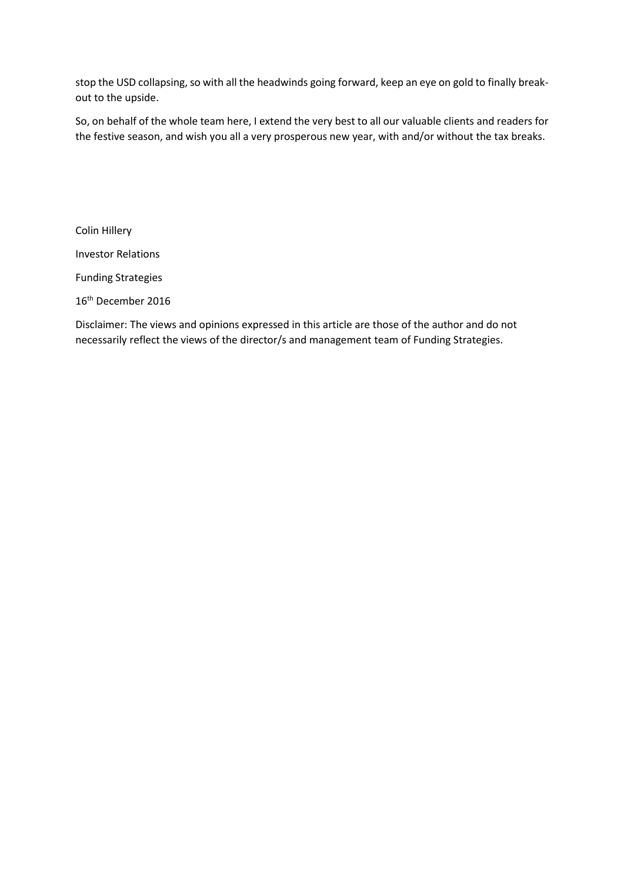stop the USD collapsing, so with all the headwinds going forward, keep an eye on gold to finally break-out to the upside.

So, on behalf of the whole team here, I extend the very best to all our valuable clients and readers for the festive season, and wish you all a very prosperous new year, with and/or without the tax breaks.

Colin Hillery

Investor Relations

Funding Strategies

16th December 2016

Disclaimer: The views and opinions expressed in this article are those of the author and do not necessarily reflect the views of the director/s and management team of Funding Strategies.